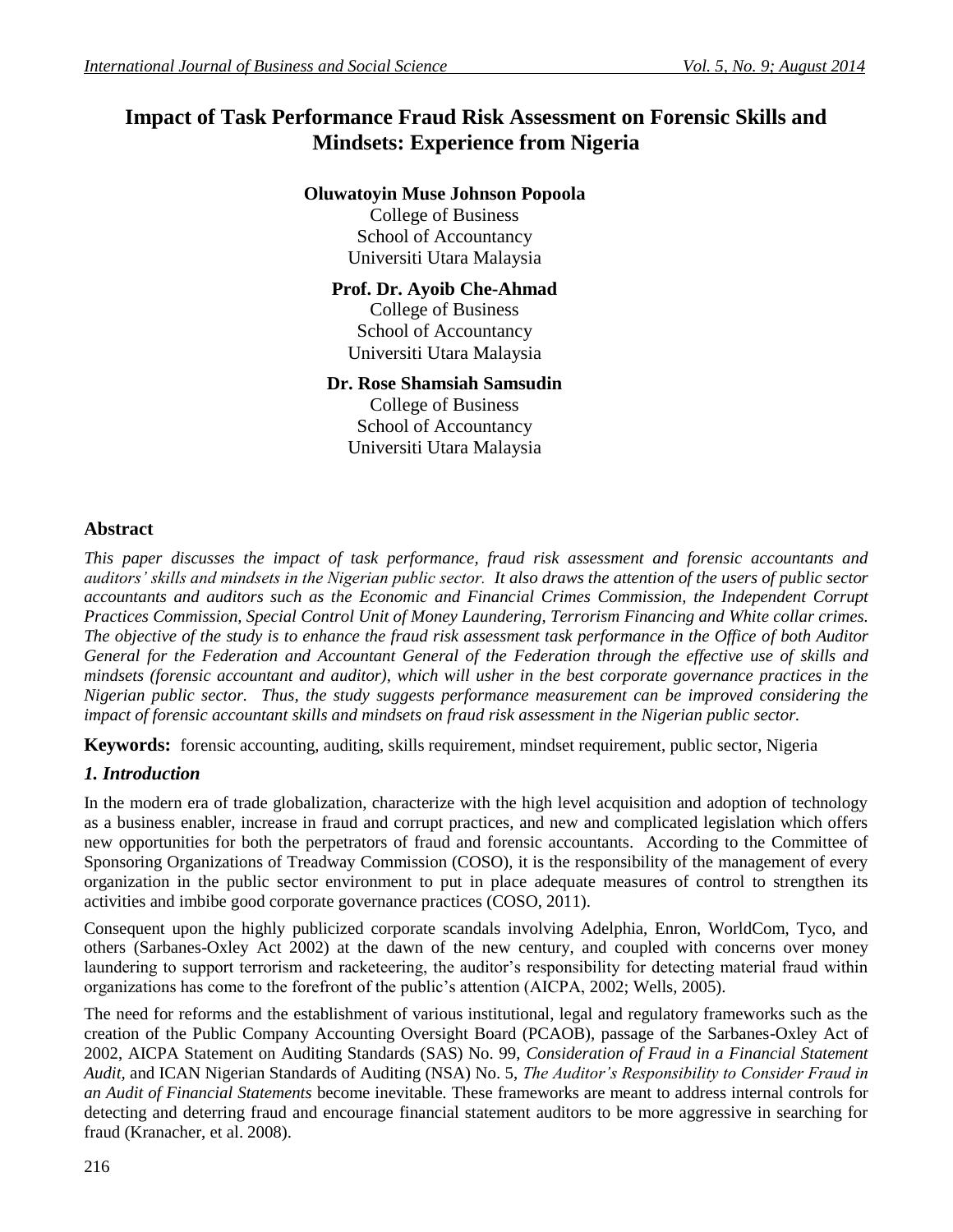# Impact of Task Performance Fraud Risk Assessment on Forensic Skills and Mindsets: Experience from Nigeria

**Oluwatoyin Muse Johnson Popoola**
College of Business
School of Accountancy
Universiti Utara Malaysia

**Prof. Dr. Ayoib Che-Ahmad**
College of Business
School of Accountancy
Universiti Utara Malaysia

**Dr. Rose Shamsiah Samsudin**
College of Business
School of Accountancy
Universiti Utara Malaysia

## Abstract

*This paper discusses the impact of task performance, fraud risk assessment and forensic accountants and auditors' skills and mindsets in the Nigerian public sector. It also draws the attention of the users of public sector accountants and auditors such as the Economic and Financial Crimes Commission, the Independent Corrupt Practices Commission, Special Control Unit of Money Laundering, Terrorism Financing and White collar crimes. The objective of the study is to enhance the fraud risk assessment task performance in the Office of both Auditor General for the Federation and Accountant General of the Federation through the effective use of skills and mindsets (forensic accountant and auditor), which will usher in the best corporate governance practices in the Nigerian public sector. Thus, the study suggests performance measurement can be improved considering the impact of forensic accountant skills and mindsets on fraud risk assessment in the Nigerian public sector.*

**Keywords:** forensic accounting, auditing, skills requirement, mindset requirement, public sector, Nigeria

## *1. Introduction*

In the modern era of trade globalization, characterize with the high level acquisition and adoption of technology as a business enabler, increase in fraud and corrupt practices, and new and complicated legislation which offers new opportunities for both the perpetrators of fraud and forensic accountants. According to the Committee of Sponsoring Organizations of Treadway Commission (COSO), it is the responsibility of the management of every organization in the public sector environment to put in place adequate measures of control to strengthen its activities and imbibe good corporate governance practices (COSO, 2011).

Consequent upon the highly publicized corporate scandals involving Adelphia, Enron, WorldCom, Tyco, and others (Sarbanes-Oxley Act 2002) at the dawn of the new century, and coupled with concerns over money laundering to support terrorism and racketeering, the auditor's responsibility for detecting material fraud within organizations has come to the forefront of the public's attention (AICPA, 2002; Wells, 2005).

The need for reforms and the establishment of various institutional, legal and regulatory frameworks such as the creation of the Public Company Accounting Oversight Board (PCAOB), passage of the Sarbanes-Oxley Act of 2002, AICPA Statement on Auditing Standards (SAS) No. 99, *Consideration of Fraud in a Financial Statement Audit*, and ICAN Nigerian Standards of Auditing (NSA) No. 5, *The Auditor's Responsibility to Consider Fraud in an Audit of Financial Statements* become inevitable. These frameworks are meant to address internal controls for detecting and deterring fraud and encourage financial statement auditors to be more aggressive in searching for fraud (Kranacher, et al. 2008).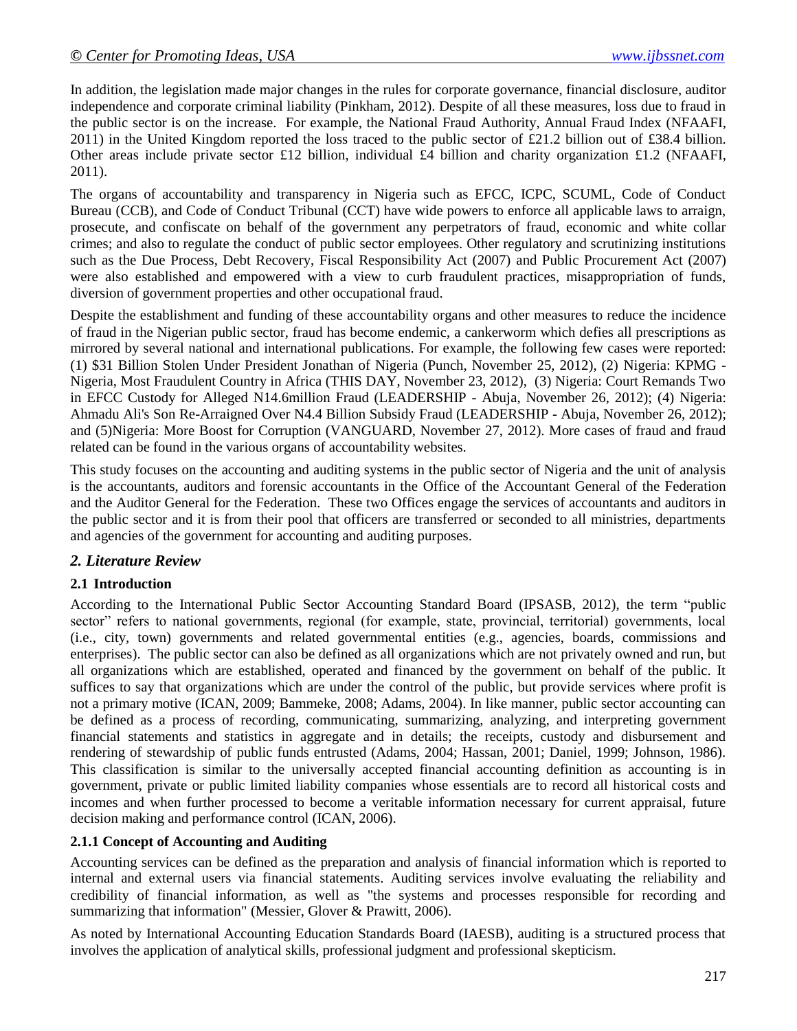In addition, the legislation made major changes in the rules for corporate governance, financial disclosure, auditor independence and corporate criminal liability (Pinkham, 2012). Despite of all these measures, loss due to fraud in the public sector is on the increase. For example, the National Fraud Authority, Annual Fraud Index (NFAAFI, 2011) in the United Kingdom reported the loss traced to the public sector of £21.2 billion out of £38.4 billion. Other areas include private sector £12 billion, individual £4 billion and charity organization £1.2 (NFAAFI, 2011).

The organs of accountability and transparency in Nigeria such as EFCC, ICPC, SCUML, Code of Conduct Bureau (CCB), and Code of Conduct Tribunal (CCT) have wide powers to enforce all applicable laws to arraign, prosecute, and confiscate on behalf of the government any perpetrators of fraud, economic and white collar crimes; and also to regulate the conduct of public sector employees. Other regulatory and scrutinizing institutions such as the Due Process, Debt Recovery, Fiscal Responsibility Act (2007) and Public Procurement Act (2007) were also established and empowered with a view to curb fraudulent practices, misappropriation of funds, diversion of government properties and other occupational fraud.

Despite the establishment and funding of these accountability organs and other measures to reduce the incidence of fraud in the Nigerian public sector, fraud has become endemic, a cankerworm which defies all prescriptions as mirrored by several national and international publications. For example, the following few cases were reported: (1) $31 Billion Stolen Under President Jonathan of Nigeria (Punch, November 25, 2012), (2) Nigeria: KPMG - Nigeria, Most Fraudulent Country in Africa (THIS DAY, November 23, 2012), (3) Nigeria: Court Remands Two in EFCC Custody for Alleged N14.6million Fraud (LEADERSHIP - Abuja, November 26, 2012); (4) Nigeria: Ahmadu Ali's Son Re-Arraigned Over N4.4 Billion Subsidy Fraud (LEADERSHIP - Abuja, November 26, 2012); and (5)Nigeria: More Boost for Corruption (VANGUARD, November 27, 2012). More cases of fraud and fraud related can be found in the various organs of accountability websites.

This study focuses on the accounting and auditing systems in the public sector of Nigeria and the unit of analysis is the accountants, auditors and forensic accountants in the Office of the Accountant General of the Federation and the Auditor General for the Federation. These two Offices engage the services of accountants and auditors in the public sector and it is from their pool that officers are transferred or seconded to all ministries, departments and agencies of the government for accounting and auditing purposes.

## *2. Literature Review*

### 2.1 Introduction

According to the International Public Sector Accounting Standard Board (IPSASB, 2012), the term "public sector" refers to national governments, regional (for example, state, provincial, territorial) governments, local (i.e., city, town) governments and related governmental entities (e.g., agencies, boards, commissions and enterprises). The public sector can also be defined as all organizations which are not privately owned and run, but all organizations which are established, operated and financed by the government on behalf of the public. It suffices to say that organizations which are under the control of the public, but provide services where profit is not a primary motive (ICAN, 2009; Bammeke, 2008; Adams, 2004). In like manner, public sector accounting can be defined as a process of recording, communicating, summarizing, analyzing, and interpreting government financial statements and statistics in aggregate and in details; the receipts, custody and disbursement and rendering of stewardship of public funds entrusted (Adams, 2004; Hassan, 2001; Daniel, 1999; Johnson, 1986). This classification is similar to the universally accepted financial accounting definition as accounting is in government, private or public limited liability companies whose essentials are to record all historical costs and incomes and when further processed to become a veritable information necessary for current appraisal, future decision making and performance control (ICAN, 2006).

#### 2.1.1 Concept of Accounting and Auditing

Accounting services can be defined as the preparation and analysis of financial information which is reported to internal and external users via financial statements. Auditing services involve evaluating the reliability and credibility of financial information, as well as "the systems and processes responsible for recording and summarizing that information" (Messier, Glover & Prawitt, 2006).

As noted by International Accounting Education Standards Board (IAESB), auditing is a structured process that involves the application of analytical skills, professional judgment and professional skepticism.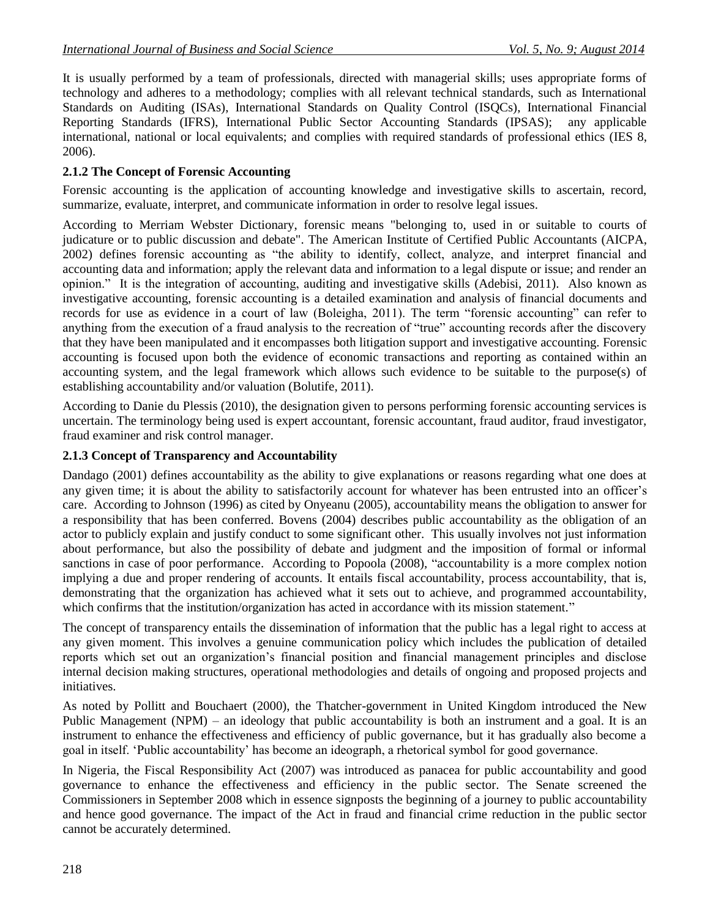It is usually performed by a team of professionals, directed with managerial skills; uses appropriate forms of technology and adheres to a methodology; complies with all relevant technical standards, such as International Standards on Auditing (ISAs), International Standards on Quality Control (ISQCs), International Financial Reporting Standards (IFRS), International Public Sector Accounting Standards (IPSAS); any applicable international, national or local equivalents; and complies with required standards of professional ethics (IES 8, 2006).

### 2.1.2 The Concept of Forensic Accounting

Forensic accounting is the application of accounting knowledge and investigative skills to ascertain, record, summarize, evaluate, interpret, and communicate information in order to resolve legal issues.

According to Merriam Webster Dictionary, forensic means "belonging to, used in or suitable to courts of judicature or to public discussion and debate". The American Institute of Certified Public Accountants (AICPA, 2002) defines forensic accounting as "the ability to identify, collect, analyze, and interpret financial and accounting data and information; apply the relevant data and information to a legal dispute or issue; and render an opinion." It is the integration of accounting, auditing and investigative skills (Adebisi, 2011). Also known as investigative accounting, forensic accounting is a detailed examination and analysis of financial documents and records for use as evidence in a court of law (Boleigha, 2011). The term "forensic accounting" can refer to anything from the execution of a fraud analysis to the recreation of "true" accounting records after the discovery that they have been manipulated and it encompasses both litigation support and investigative accounting. Forensic accounting is focused upon both the evidence of economic transactions and reporting as contained within an accounting system, and the legal framework which allows such evidence to be suitable to the purpose(s) of establishing accountability and/or valuation (Bolutife, 2011).

According to Danie du Plessis (2010), the designation given to persons performing forensic accounting services is uncertain. The terminology being used is expert accountant, forensic accountant, fraud auditor, fraud investigator, fraud examiner and risk control manager.

### 2.1.3 Concept of Transparency and Accountability

Dandago (2001) defines accountability as the ability to give explanations or reasons regarding what one does at any given time; it is about the ability to satisfactorily account for whatever has been entrusted into an officer's care. According to Johnson (1996) as cited by Onyeanu (2005), accountability means the obligation to answer for a responsibility that has been conferred. Bovens (2004) describes public accountability as the obligation of an actor to publicly explain and justify conduct to some significant other. This usually involves not just information about performance, but also the possibility of debate and judgment and the imposition of formal or informal sanctions in case of poor performance. According to Popoola (2008), "accountability is a more complex notion implying a due and proper rendering of accounts. It entails fiscal accountability, process accountability, that is, demonstrating that the organization has achieved what it sets out to achieve, and programmed accountability, which confirms that the institution/organization has acted in accordance with its mission statement."

The concept of transparency entails the dissemination of information that the public has a legal right to access at any given moment. This involves a genuine communication policy which includes the publication of detailed reports which set out an organization's financial position and financial management principles and disclose internal decision making structures, operational methodologies and details of ongoing and proposed projects and initiatives.

As noted by Pollitt and Bouchaert (2000), the Thatcher-government in United Kingdom introduced the New Public Management (NPM) – an ideology that public accountability is both an instrument and a goal. It is an instrument to enhance the effectiveness and efficiency of public governance, but it has gradually also become a goal in itself. 'Public accountability' has become an ideograph, a rhetorical symbol for good governance.

In Nigeria, the Fiscal Responsibility Act (2007) was introduced as panacea for public accountability and good governance to enhance the effectiveness and efficiency in the public sector. The Senate screened the Commissioners in September 2008 which in essence signposts the beginning of a journey to public accountability and hence good governance. The impact of the Act in fraud and financial crime reduction in the public sector cannot be accurately determined.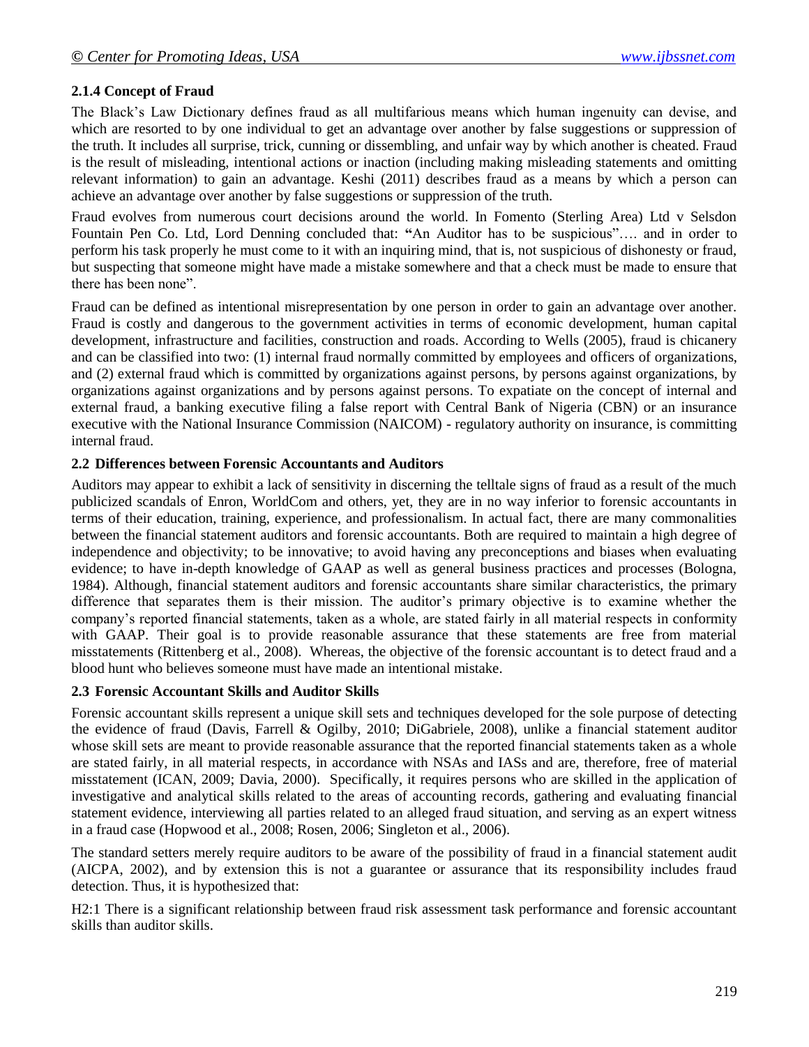### 2.1.4 Concept of Fraud

The Black's Law Dictionary defines fraud as all multifarious means which human ingenuity can devise, and which are resorted to by one individual to get an advantage over another by false suggestions or suppression of the truth. It includes all surprise, trick, cunning or dissembling, and unfair way by which another is cheated. Fraud is the result of misleading, intentional actions or inaction (including making misleading statements and omitting relevant information) to gain an advantage. Keshi (2011) describes fraud as a means by which a person can achieve an advantage over another by false suggestions or suppression of the truth.

Fraud evolves from numerous court decisions around the world. In Fomento (Sterling Area) Ltd v Selsdon Fountain Pen Co. Ltd, Lord Denning concluded that: **"**An Auditor has to be suspicious"…. and in order to perform his task properly he must come to it with an inquiring mind, that is, not suspicious of dishonesty or fraud, but suspecting that someone might have made a mistake somewhere and that a check must be made to ensure that there has been none".

Fraud can be defined as intentional misrepresentation by one person in order to gain an advantage over another. Fraud is costly and dangerous to the government activities in terms of economic development, human capital development, infrastructure and facilities, construction and roads. According to Wells (2005), fraud is chicanery and can be classified into two: (1) internal fraud normally committed by employees and officers of organizations, and (2) external fraud which is committed by organizations against persons, by persons against organizations, by organizations against organizations and by persons against persons. To expatiate on the concept of internal and external fraud, a banking executive filing a false report with Central Bank of Nigeria (CBN) or an insurance executive with the National Insurance Commission (NAICOM) - regulatory authority on insurance, is committing internal fraud.

## 2.2 Differences between Forensic Accountants and Auditors

Auditors may appear to exhibit a lack of sensitivity in discerning the telltale signs of fraud as a result of the much publicized scandals of Enron, WorldCom and others, yet, they are in no way inferior to forensic accountants in terms of their education, training, experience, and professionalism. In actual fact, there are many commonalities between the financial statement auditors and forensic accountants. Both are required to maintain a high degree of independence and objectivity; to be innovative; to avoid having any preconceptions and biases when evaluating evidence; to have in-depth knowledge of GAAP as well as general business practices and processes (Bologna, 1984). Although, financial statement auditors and forensic accountants share similar characteristics, the primary difference that separates them is their mission. The auditor's primary objective is to examine whether the company's reported financial statements, taken as a whole, are stated fairly in all material respects in conformity with GAAP. Their goal is to provide reasonable assurance that these statements are free from material misstatements (Rittenberg et al., 2008). Whereas, the objective of the forensic accountant is to detect fraud and a blood hunt who believes someone must have made an intentional mistake.

## 2.3 Forensic Accountant Skills and Auditor Skills

Forensic accountant skills represent a unique skill sets and techniques developed for the sole purpose of detecting the evidence of fraud (Davis, Farrell & Ogilby, 2010; DiGabriele, 2008), unlike a financial statement auditor whose skill sets are meant to provide reasonable assurance that the reported financial statements taken as a whole are stated fairly, in all material respects, in accordance with NSAs and IASs and are, therefore, free of material misstatement (ICAN, 2009; Davia, 2000). Specifically, it requires persons who are skilled in the application of investigative and analytical skills related to the areas of accounting records, gathering and evaluating financial statement evidence, interviewing all parties related to an alleged fraud situation, and serving as an expert witness in a fraud case (Hopwood et al., 2008; Rosen, 2006; Singleton et al., 2006).

The standard setters merely require auditors to be aware of the possibility of fraud in a financial statement audit (AICPA, 2002), and by extension this is not a guarantee or assurance that its responsibility includes fraud detection. Thus, it is hypothesized that:

H2:1 There is a significant relationship between fraud risk assessment task performance and forensic accountant skills than auditor skills.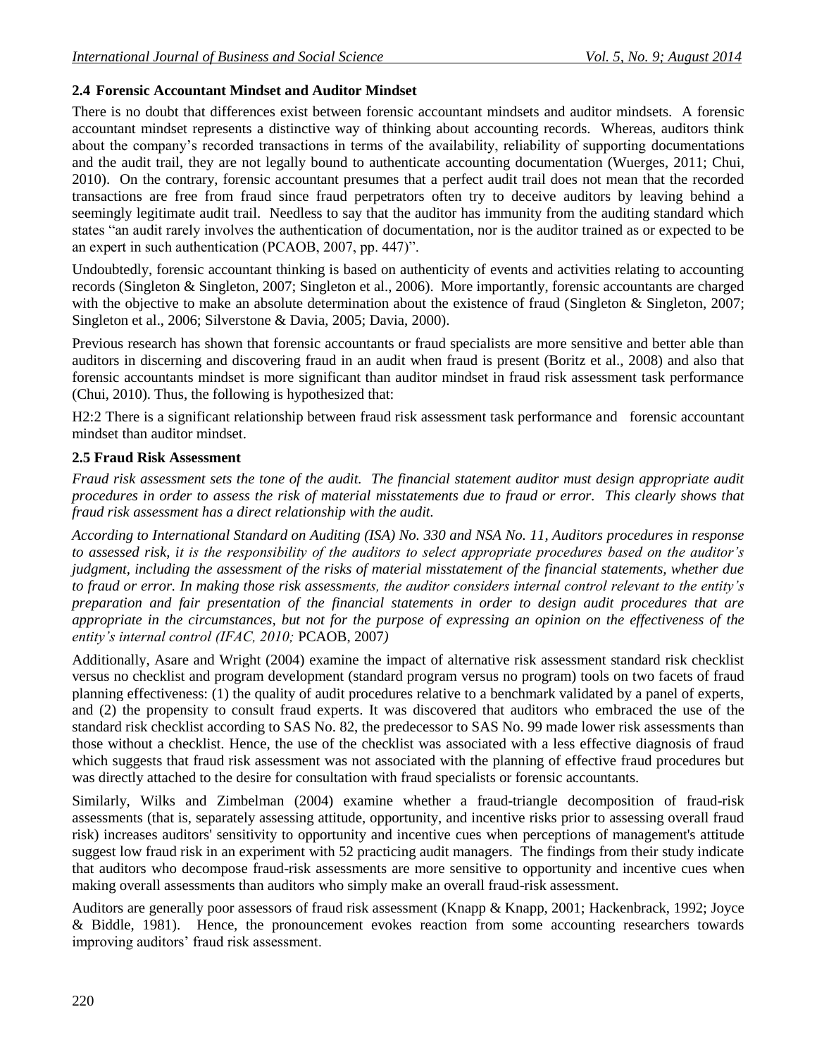### 2.4 Forensic Accountant Mindset and Auditor Mindset

There is no doubt that differences exist between forensic accountant mindsets and auditor mindsets. A forensic accountant mindset represents a distinctive way of thinking about accounting records. Whereas, auditors think about the company's recorded transactions in terms of the availability, reliability of supporting documentations and the audit trail, they are not legally bound to authenticate accounting documentation (Wuerges, 2011; Chui, 2010). On the contrary, forensic accountant presumes that a perfect audit trail does not mean that the recorded transactions are free from fraud since fraud perpetrators often try to deceive auditors by leaving behind a seemingly legitimate audit trail. Needless to say that the auditor has immunity from the auditing standard which states "an audit rarely involves the authentication of documentation, nor is the auditor trained as or expected to be an expert in such authentication (PCAOB, 2007, pp. 447)".

Undoubtedly, forensic accountant thinking is based on authenticity of events and activities relating to accounting records (Singleton & Singleton, 2007; Singleton et al., 2006). More importantly, forensic accountants are charged with the objective to make an absolute determination about the existence of fraud (Singleton & Singleton, 2007; Singleton et al., 2006; Silverstone & Davia, 2005; Davia, 2000).

Previous research has shown that forensic accountants or fraud specialists are more sensitive and better able than auditors in discerning and discovering fraud in an audit when fraud is present (Boritz et al., 2008) and also that forensic accountants mindset is more significant than auditor mindset in fraud risk assessment task performance (Chui, 2010). Thus, the following is hypothesized that:

H2:2 There is a significant relationship between fraud risk assessment task performance and forensic accountant mindset than auditor mindset.

### 2.5 Fraud Risk Assessment

*Fraud risk assessment sets the tone of the audit. The financial statement auditor must design appropriate audit procedures in order to assess the risk of material misstatements due to fraud or error. This clearly shows that fraud risk assessment has a direct relationship with the audit.*

*According to International Standard on Auditing (ISA) No. 330 and NSA No. 11, Auditors procedures in response to assessed risk, it is the responsibility of the auditors to select appropriate procedures based on the auditor's judgment, including the assessment of the risks of material misstatement of the financial statements, whether due to fraud or error. In making those risk assessments, the auditor considers internal control relevant to the entity's preparation and fair presentation of the financial statements in order to design audit procedures that are appropriate in the circumstances, but not for the purpose of expressing an opinion on the effectiveness of the entity's internal control (IFAC, 2010;* PCAOB, 2007*)*

Additionally, Asare and Wright (2004) examine the impact of alternative risk assessment standard risk checklist versus no checklist and program development (standard program versus no program) tools on two facets of fraud planning effectiveness: (1) the quality of audit procedures relative to a benchmark validated by a panel of experts, and (2) the propensity to consult fraud experts. It was discovered that auditors who embraced the use of the standard risk checklist according to SAS No. 82, the predecessor to SAS No. 99 made lower risk assessments than those without a checklist. Hence, the use of the checklist was associated with a less effective diagnosis of fraud which suggests that fraud risk assessment was not associated with the planning of effective fraud procedures but was directly attached to the desire for consultation with fraud specialists or forensic accountants.

Similarly, Wilks and Zimbelman (2004) examine whether a fraud-triangle decomposition of fraud-risk assessments (that is, separately assessing attitude, opportunity, and incentive risks prior to assessing overall fraud risk) increases auditors' sensitivity to opportunity and incentive cues when perceptions of management's attitude suggest low fraud risk in an experiment with 52 practicing audit managers. The findings from their study indicate that auditors who decompose fraud-risk assessments are more sensitive to opportunity and incentive cues when making overall assessments than auditors who simply make an overall fraud-risk assessment.

Auditors are generally poor assessors of fraud risk assessment (Knapp & Knapp, 2001; Hackenbrack, 1992; Joyce & Biddle, 1981). Hence, the pronouncement evokes reaction from some accounting researchers towards improving auditors' fraud risk assessment.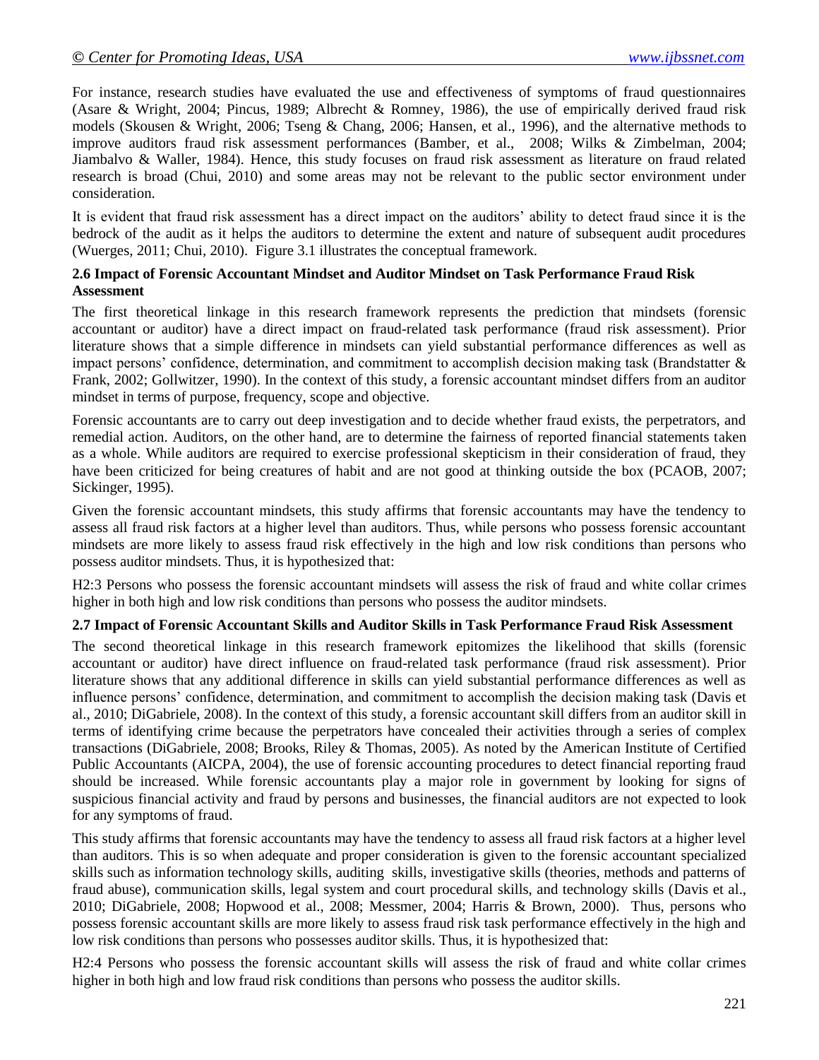For instance, research studies have evaluated the use and effectiveness of symptoms of fraud questionnaires (Asare & Wright, 2004; Pincus, 1989; Albrecht & Romney, 1986), the use of empirically derived fraud risk models (Skousen & Wright, 2006; Tseng & Chang, 2006; Hansen, et al., 1996), and the alternative methods to improve auditors fraud risk assessment performances (Bamber, et al., 2008; Wilks & Zimbelman, 2004; Jiambalvo & Waller, 1984). Hence, this study focuses on fraud risk assessment as literature on fraud related research is broad (Chui, 2010) and some areas may not be relevant to the public sector environment under consideration.

It is evident that fraud risk assessment has a direct impact on the auditors' ability to detect fraud since it is the bedrock of the audit as it helps the auditors to determine the extent and nature of subsequent audit procedures (Wuerges, 2011; Chui, 2010). Figure 3.1 illustrates the conceptual framework.

### 2.6 Impact of Forensic Accountant Mindset and Auditor Mindset on Task Performance Fraud Risk Assessment

The first theoretical linkage in this research framework represents the prediction that mindsets (forensic accountant or auditor) have a direct impact on fraud-related task performance (fraud risk assessment). Prior literature shows that a simple difference in mindsets can yield substantial performance differences as well as impact persons' confidence, determination, and commitment to accomplish decision making task (Brandstatter & Frank, 2002; Gollwitzer, 1990). In the context of this study, a forensic accountant mindset differs from an auditor mindset in terms of purpose, frequency, scope and objective.

Forensic accountants are to carry out deep investigation and to decide whether fraud exists, the perpetrators, and remedial action. Auditors, on the other hand, are to determine the fairness of reported financial statements taken as a whole. While auditors are required to exercise professional skepticism in their consideration of fraud, they have been criticized for being creatures of habit and are not good at thinking outside the box (PCAOB, 2007; Sickinger, 1995).

Given the forensic accountant mindsets, this study affirms that forensic accountants may have the tendency to assess all fraud risk factors at a higher level than auditors. Thus, while persons who possess forensic accountant mindsets are more likely to assess fraud risk effectively in the high and low risk conditions than persons who possess auditor mindsets. Thus, it is hypothesized that:

H2:3 Persons who possess the forensic accountant mindsets will assess the risk of fraud and white collar crimes higher in both high and low risk conditions than persons who possess the auditor mindsets.

### 2.7 Impact of Forensic Accountant Skills and Auditor Skills in Task Performance Fraud Risk Assessment

The second theoretical linkage in this research framework epitomizes the likelihood that skills (forensic accountant or auditor) have direct influence on fraud-related task performance (fraud risk assessment). Prior literature shows that any additional difference in skills can yield substantial performance differences as well as influence persons' confidence, determination, and commitment to accomplish the decision making task (Davis et al., 2010; DiGabriele, 2008). In the context of this study, a forensic accountant skill differs from an auditor skill in terms of identifying crime because the perpetrators have concealed their activities through a series of complex transactions (DiGabriele, 2008; Brooks, Riley & Thomas, 2005). As noted by the American Institute of Certified Public Accountants (AICPA, 2004), the use of forensic accounting procedures to detect financial reporting fraud should be increased. While forensic accountants play a major role in government by looking for signs of suspicious financial activity and fraud by persons and businesses, the financial auditors are not expected to look for any symptoms of fraud.

This study affirms that forensic accountants may have the tendency to assess all fraud risk factors at a higher level than auditors. This is so when adequate and proper consideration is given to the forensic accountant specialized skills such as information technology skills, auditing skills, investigative skills (theories, methods and patterns of fraud abuse), communication skills, legal system and court procedural skills, and technology skills (Davis et al., 2010; DiGabriele, 2008; Hopwood et al., 2008; Messmer, 2004; Harris & Brown, 2000). Thus, persons who possess forensic accountant skills are more likely to assess fraud risk task performance effectively in the high and low risk conditions than persons who possesses auditor skills. Thus, it is hypothesized that:

H2:4 Persons who possess the forensic accountant skills will assess the risk of fraud and white collar crimes higher in both high and low fraud risk conditions than persons who possess the auditor skills.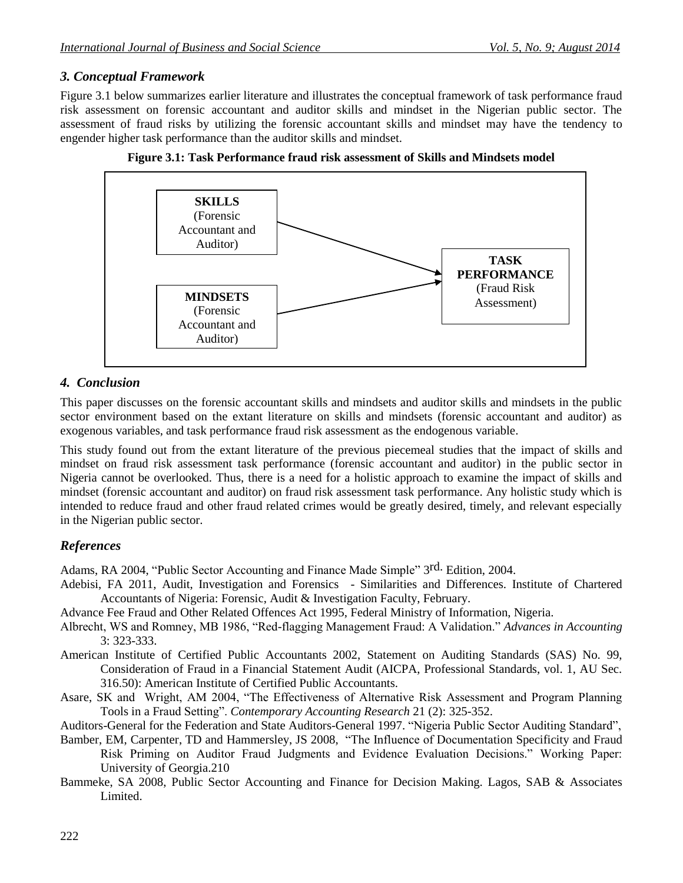### *3. Conceptual Framework*

Figure 3.1 below summarizes earlier literature and illustrates the conceptual framework of task performance fraud risk assessment on forensic accountant and auditor skills and mindset in the Nigerian public sector. The assessment of fraud risks by utilizing the forensic accountant skills and mindset may have the tendency to engender higher task performance than the auditor skills and mindset.

**Figure 3.1: Task Performance fraud risk assessment of Skills and Mindsets model**

**SKILLS** (Forensic Accountant and Auditor) → **TASK PERFORMANCE** (Fraud Risk Assessment)

**MINDSETS** (Forensic Accountant and Auditor) → **TASK PERFORMANCE** (Fraud Risk Assessment)

### *4. Conclusion*

This paper discusses on the forensic accountant skills and mindsets and auditor skills and mindsets in the public sector environment based on the extant literature on skills and mindsets (forensic accountant and auditor) as exogenous variables, and task performance fraud risk assessment as the endogenous variable.

This study found out from the extant literature of the previous piecemeal studies that the impact of skills and mindset on fraud risk assessment task performance (forensic accountant and auditor) in the public sector in Nigeria cannot be overlooked. Thus, there is a need for a holistic approach to examine the impact of skills and mindset (forensic accountant and auditor) on fraud risk assessment task performance. Any holistic study which is intended to reduce fraud and other fraud related crimes would be greatly desired, timely, and relevant especially in the Nigerian public sector.

### *References*

Adams, RA 2004, "Public Sector Accounting and Finance Made Simple" 3rd. Edition, 2004.

Adebisi, FA 2011, Audit, Investigation and Forensics - Similarities and Differences. Institute of Chartered Accountants of Nigeria: Forensic, Audit & Investigation Faculty, February.

Advance Fee Fraud and Other Related Offences Act 1995, Federal Ministry of Information, Nigeria.

Albrecht, WS and Romney, MB 1986, "Red-flagging Management Fraud: A Validation." *Advances in Accounting* 3: 323-333.

American Institute of Certified Public Accountants 2002, Statement on Auditing Standards (SAS) No. 99, Consideration of Fraud in a Financial Statement Audit (AICPA, Professional Standards, vol. 1, AU Sec. 316.50): American Institute of Certified Public Accountants.

Asare, SK and Wright, AM 2004, "The Effectiveness of Alternative Risk Assessment and Program Planning Tools in a Fraud Setting". *Contemporary Accounting Research* 21 (2): 325-352.

Auditors-General for the Federation and State Auditors-General 1997. "Nigeria Public Sector Auditing Standard",

Bamber, EM, Carpenter, TD and Hammersley, JS 2008, "The Influence of Documentation Specificity and Fraud Risk Priming on Auditor Fraud Judgments and Evidence Evaluation Decisions." Working Paper: University of Georgia.210

Bammeke, SA 2008, Public Sector Accounting and Finance for Decision Making. Lagos, SAB & Associates Limited.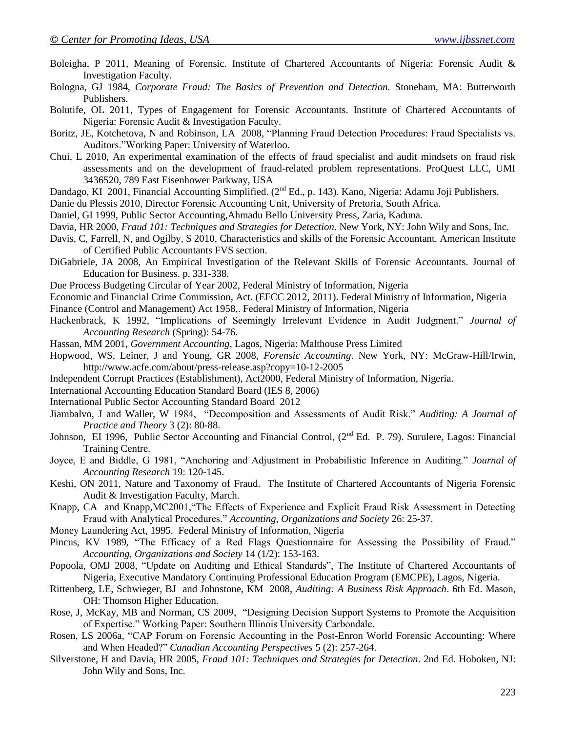Boleigha, P 2011, Meaning of Forensic. Institute of Chartered Accountants of Nigeria: Forensic Audit & Investigation Faculty.

Bologna, GJ 1984, *Corporate Fraud: The Basics of Prevention and Detection.* Stoneham, MA: Butterworth Publishers.

Bolutife, OL 2011, Types of Engagement for Forensic Accountants. Institute of Chartered Accountants of Nigeria: Forensic Audit & Investigation Faculty.

Boritz, JE, Kotchetova, N and Robinson, LA 2008, "Planning Fraud Detection Procedures: Fraud Specialists vs. Auditors."Working Paper: University of Waterloo.

Chui, L 2010, An experimental examination of the effects of fraud specialist and audit mindsets on fraud risk assessments and on the development of fraud-related problem representations. ProQuest LLC, UMI 3436520, 789 East Eisenhower Parkway, USA

Dandago, KI 2001, Financial Accounting Simplified. (2nd Ed., p. 143). Kano, Nigeria: Adamu Joji Publishers.

Danie du Plessis 2010, Director Forensic Accounting Unit, University of Pretoria, South Africa.

Daniel, GI 1999, Public Sector Accounting,Ahmadu Bello University Press, Zaria, Kaduna.

Davia, HR 2000, *Fraud 101: Techniques and Strategies for Detection*. New York, NY: John Wily and Sons, Inc.

Davis, C, Farrell, N, and Ogilby, S 2010, Characteristics and skills of the Forensic Accountant. American Institute of Certified Public Accountants FVS section.

DiGabriele, JA 2008, An Empirical Investigation of the Relevant Skills of Forensic Accountants. Journal of Education for Business. p. 331-338.

Due Process Budgeting Circular of Year 2002, Federal Ministry of Information, Nigeria

Economic and Financial Crime Commission, Act. (EFCC 2012, 2011). Federal Ministry of Information, Nigeria

Finance (Control and Management) Act 1958,. Federal Ministry of Information, Nigeria

Hackenbrack, K 1992, "Implications of Seemingly Irrelevant Evidence in Audit Judgment." *Journal of Accounting Research* (Spring): 54-76.

Hassan, MM 2001, *Government Accounting,* Lagos, Nigeria: Malthouse Press Limited

Hopwood, WS, Leiner, J and Young, GR 2008, *Forensic Accounting*. New York, NY: McGraw-Hill/Irwin, http://www.acfe.com/about/press-release.asp?copy=10-12-2005

Independent Corrupt Practices (Establishment), Act2000, Federal Ministry of Information, Nigeria.

International Accounting Education Standard Board (IES 8, 2006)

International Public Sector Accounting Standard Board 2012

Jiambalvo, J and Waller, W 1984, "Decomposition and Assessments of Audit Risk." *Auditing: A Journal of Practice and Theory* 3 (2): 80-88.

Johnson, EI 1996, Public Sector Accounting and Financial Control, (2nd Ed. P. 79). Surulere, Lagos: Financial Training Centre.

Joyce, E and Biddle, G 1981, "Anchoring and Adjustment in Probabilistic Inference in Auditing." *Journal of Accounting Research* 19: 120-145.

Keshi, ON 2011, Nature and Taxonomy of Fraud. The Institute of Chartered Accountants of Nigeria Forensic Audit & Investigation Faculty, March.

Knapp, CA and Knapp,MC2001,"The Effects of Experience and Explicit Fraud Risk Assessment in Detecting Fraud with Analytical Procedures." *Accounting, Organizations and Society* 26: 25-37.

Money Laundering Act, 1995. Federal Ministry of Information, Nigeria

Pincus, KV 1989, "The Efficacy of a Red Flags Questionnaire for Assessing the Possibility of Fraud." *Accounting, Organizations and Society* 14 (1/2): 153-163.

Popoola, OMJ 2008, "Update on Auditing and Ethical Standards", The Institute of Chartered Accountants of Nigeria, Executive Mandatory Continuing Professional Education Program (EMCPE), Lagos, Nigeria.

Rittenberg, LE, Schwieger, BJ and Johnstone, KM 2008, *Auditing: A Business Risk Approach*. 6th Ed. Mason, OH: Thomson Higher Education.

Rose, J, McKay, MB and Norman, CS 2009, "Designing Decision Support Systems to Promote the Acquisition of Expertise." Working Paper: Southern Illinois University Carbondale.

Rosen, LS 2006a, "CAP Forum on Forensic Accounting in the Post-Enron World Forensic Accounting: Where and When Headed?" *Canadian Accounting Perspectives* 5 (2): 257-264.

Silverstone, H and Davia, HR 2005, *Fraud 101: Techniques and Strategies for Detection*. 2nd Ed. Hoboken, NJ: John Wily and Sons, Inc.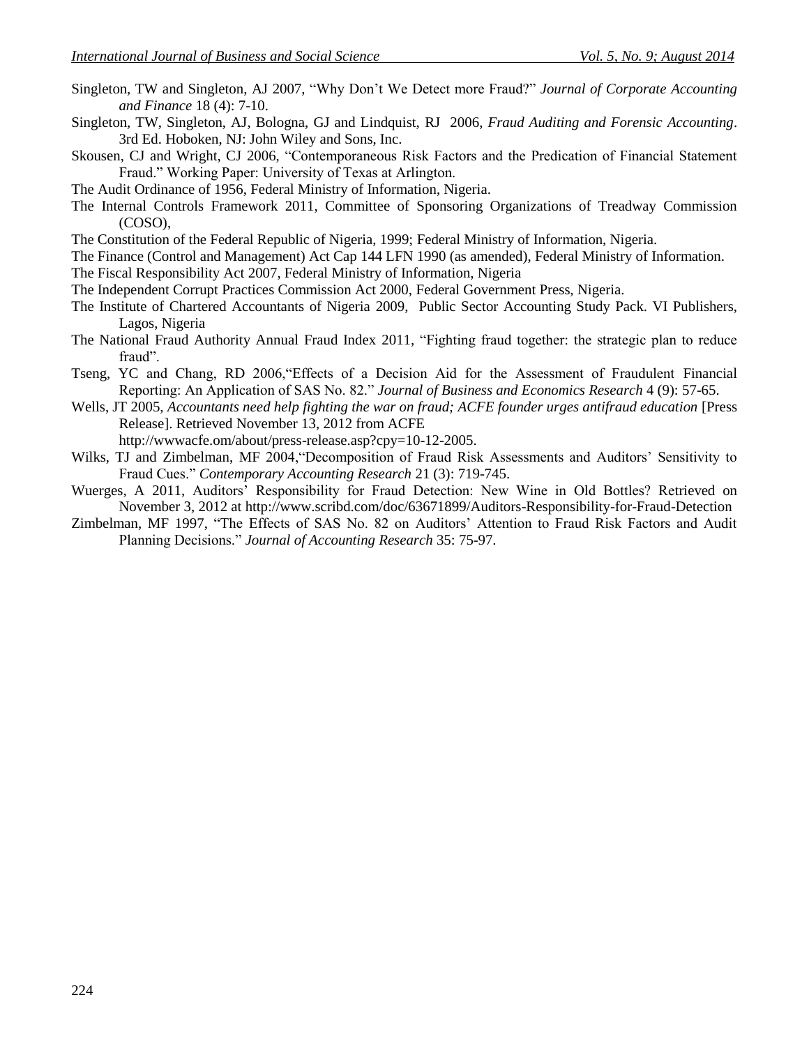Singleton, TW and Singleton, AJ 2007, "Why Don't We Detect more Fraud?" *Journal of Corporate Accounting and Finance* 18 (4): 7-10.

Singleton, TW, Singleton, AJ, Bologna, GJ and Lindquist, RJ 2006, *Fraud Auditing and Forensic Accounting*. 3rd Ed. Hoboken, NJ: John Wiley and Sons, Inc.

Skousen, CJ and Wright, CJ 2006, "Contemporaneous Risk Factors and the Predication of Financial Statement Fraud." Working Paper: University of Texas at Arlington.

The Audit Ordinance of 1956, Federal Ministry of Information, Nigeria.

The Internal Controls Framework 2011, Committee of Sponsoring Organizations of Treadway Commission (COSO),

The Constitution of the Federal Republic of Nigeria, 1999; Federal Ministry of Information, Nigeria.

The Finance (Control and Management) Act Cap 144 LFN 1990 (as amended), Federal Ministry of Information.

The Fiscal Responsibility Act 2007, Federal Ministry of Information, Nigeria

The Independent Corrupt Practices Commission Act 2000, Federal Government Press, Nigeria.

The Institute of Chartered Accountants of Nigeria 2009, Public Sector Accounting Study Pack. VI Publishers, Lagos, Nigeria

The National Fraud Authority Annual Fraud Index 2011, "Fighting fraud together: the strategic plan to reduce fraud".

Tseng, YC and Chang, RD 2006,"Effects of a Decision Aid for the Assessment of Fraudulent Financial Reporting: An Application of SAS No. 82." *Journal of Business and Economics Research* 4 (9): 57-65.

Wells, JT 2005, *Accountants need help fighting the war on fraud; ACFE founder urges antifraud education* [Press Release]. Retrieved November 13, 2012 from ACFE http://wwwacfe.om/about/press-release.asp?cpy=10-12-2005.

Wilks, TJ and Zimbelman, MF 2004,"Decomposition of Fraud Risk Assessments and Auditors' Sensitivity to Fraud Cues." *Contemporary Accounting Research* 21 (3): 719-745.

Wuerges, A 2011, Auditors' Responsibility for Fraud Detection: New Wine in Old Bottles? Retrieved on November 3, 2012 at http://www.scribd.com/doc/63671899/Auditors-Responsibility-for-Fraud-Detection

Zimbelman, MF 1997, "The Effects of SAS No. 82 on Auditors' Attention to Fraud Risk Factors and Audit Planning Decisions." *Journal of Accounting Research* 35: 75-97.